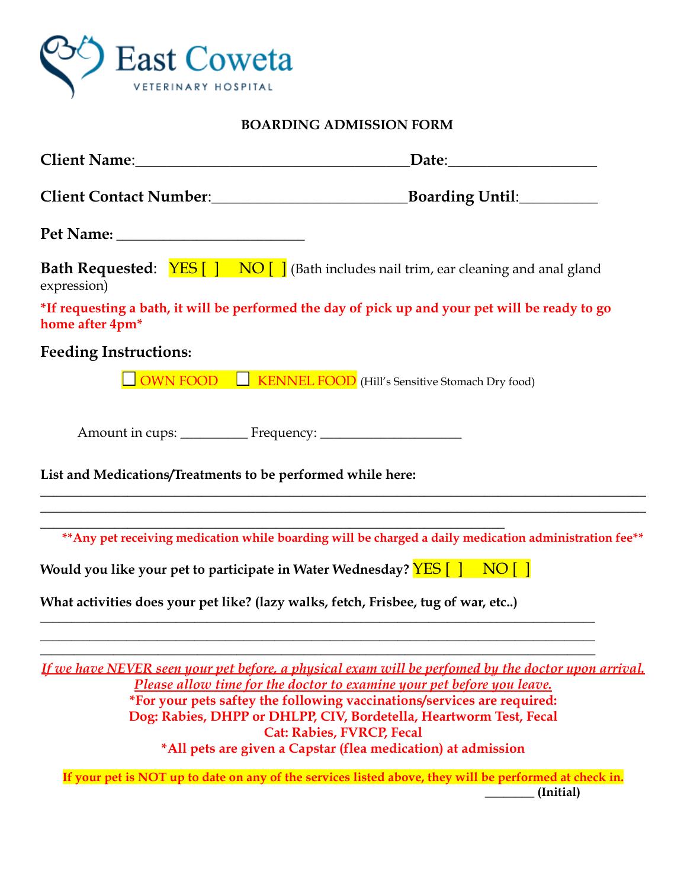**East Coweta**
VETERINARY HOSPITAL

**BOARDING ADMISSION FORM**

**Client Name**:___________________________________**Date**:__________________

**Client Contact Number**:_________________________**Boarding Until**:__________

**Pet Name:** _________________________

**Bath Requested**: YES [ ] NO [ ] (Bath includes nail trim, ear cleaning and anal gland expression)

***If requesting a bath, it will be performed the day of pick up and your pet will be ready to go home after 4pm***

**Feeding Instructions:**

☐ OWN FOOD ☐ KENNEL FOOD (Hill's Sensitive Stomach Dry food)

Amount in cups: _________ Frequency: ___________________

**List and Medications/Treatments to be performed while here:**

_______________________________________________________________________________
_______________________________________________________________________________
____________________________________________________________________

****Any pet receiving medication while boarding will be charged a daily medication administration fee****

**Would you like your pet to participate in Water Wednesday?** YES [ ] NO [ ]

**What activities does your pet like? (lazy walks, fetch, Frisbee, tug of war, etc..)**

_______________________________________________________________________________
_______________________________________________________________________________
_______________________________________________________________________________

*If we have NEVER seen your pet before, a physical exam will be perfomed by the doctor upon arrival. Please allow time for the doctor to examine your pet before you leave.*

***For your pets saftey the following vaccinations/services are required:**
**Dog: Rabies, DHPP or DHLPP, CIV, Bordetella, Heartworm Test, Fecal**
**Cat: Rabies, FVRCP, Fecal**
***All pets are given a Capstar (flea medication) at admission**

**If your pet is NOT up to date on any of the services listed above, they will be performed at check in.**

________ **(Initial)**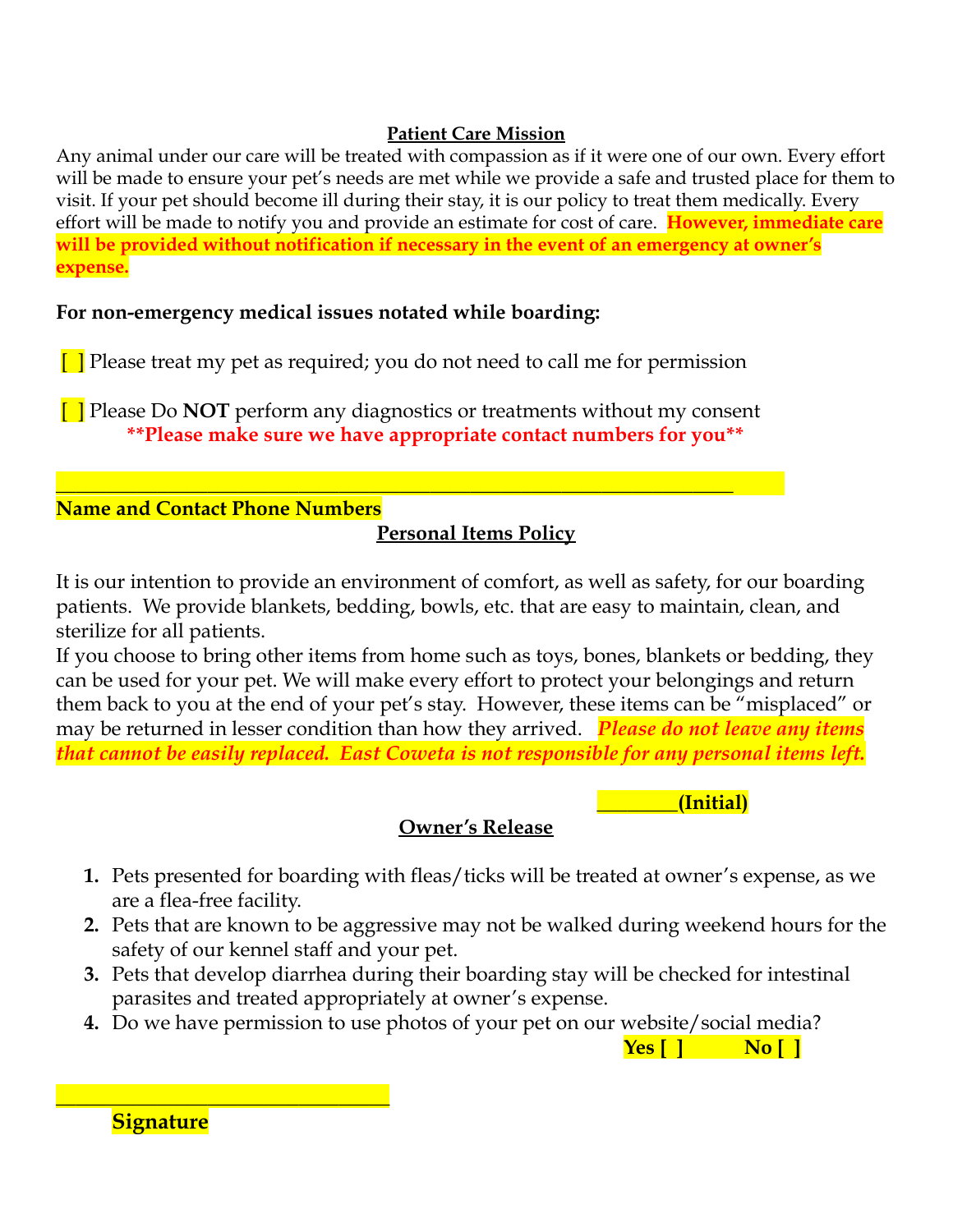## Patient Care Mission

Any animal under our care will be treated with compassion as if it were one of our own. Every effort will be made to ensure your pet's needs are met while we provide a safe and trusted place for them to visit. If your pet should become ill during their stay, it is our policy to treat them medically. Every effort will be made to notify you and provide an estimate for cost of care. **However, immediate care will be provided without notification if necessary in the event of an emergency at owner's expense.**

**For non-emergency medical issues notated while boarding:**

[ ] Please treat my pet as required; you do not need to call me for permission

[ ] Please Do **NOT** perform any diagnostics or treatments without my consent

**\*\*Please make sure we have appropriate contact numbers for you\*\***

\_\_\_\_\_\_\_\_\_\_\_\_\_\_\_\_\_\_\_\_\_\_\_\_\_\_\_\_\_\_\_\_\_\_\_\_\_\_\_\_\_\_\_\_\_\_\_\_\_\_\_\_\_\_\_\_\_\_\_\_

**Name and Contact Phone Numbers**

## Personal Items Policy

It is our intention to provide an environment of comfort, as well as safety, for our boarding patients. We provide blankets, bedding, bowls, etc. that are easy to maintain, clean, and sterilize for all patients.

If you choose to bring other items from home such as toys, bones, blankets or bedding, they can be used for your pet. We will make every effort to protect your belongings and return them back to you at the end of your pet's stay. However, these items can be "misplaced" or may be returned in lesser condition than how they arrived. ***Please do not leave any items that cannot be easily replaced. East Coweta is not responsible for any personal items left.***

\_\_\_\_\_\_\_\_**(Initial)**

## Owner's Release

1. Pets presented for boarding with fleas/ticks will be treated at owner's expense, as we are a flea-free facility.
2. Pets that are known to be aggressive may not be walked during weekend hours for the safety of our kennel staff and your pet.
3. Pets that develop diarrhea during their boarding stay will be checked for intestinal parasites and treated appropriately at owner's expense.
4. Do we have permission to use photos of your pet on our website/social media?

**Yes [ ]** **No [ ]**

\_\_\_\_\_\_\_\_\_\_\_\_\_\_\_\_\_\_\_\_\_\_\_\_\_\_\_\_\_\_

**Signature**